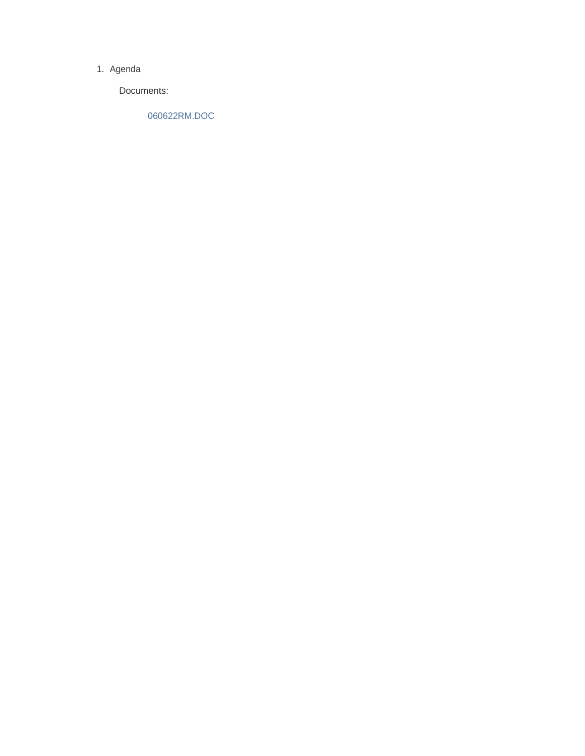1. Agenda

   Documents:

   060622RM.DOC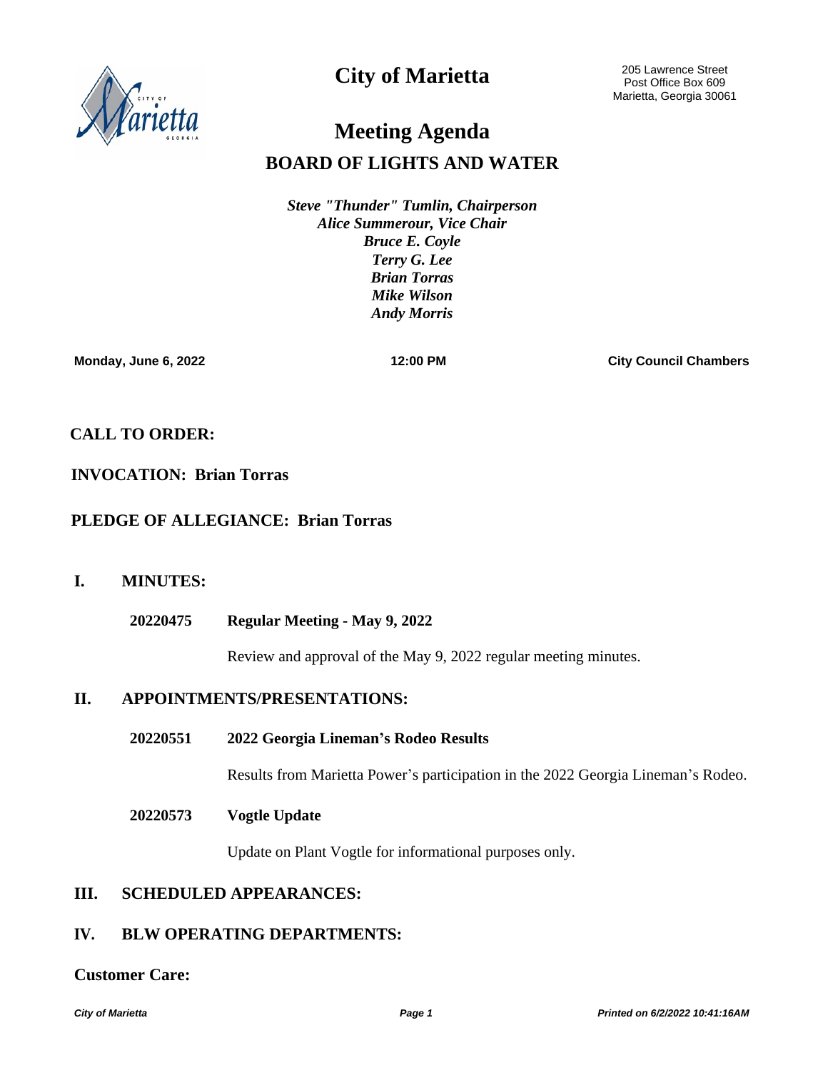# City of Marietta

205 Lawrence Street
Post Office Box 609
Marietta, Georgia 30061

# Meeting Agenda

## BOARD OF LIGHTS AND WATER

*Steve "Thunder" Tumlin, Chairperson*
*Alice Summerour, Vice Chair*
*Bruce E. Coyle*
*Terry G. Lee*
*Brian Torras*
*Mike Wilson*
*Andy Morris*

**Monday, June 6, 2022** | **12:00 PM** | **City Council Chambers**

**CALL TO ORDER:**

**INVOCATION: Brian Torras**

**PLEDGE OF ALLEGIANCE: Brian Torras**

## I. MINUTES:

**20220475 Regular Meeting - May 9, 2022**

Review and approval of the May 9, 2022 regular meeting minutes.

## II. APPOINTMENTS/PRESENTATIONS:

**20220551 2022 Georgia Lineman's Rodeo Results**

Results from Marietta Power's participation in the 2022 Georgia Lineman's Rodeo.

**20220573 Vogtle Update**

Update on Plant Vogtle for informational purposes only.

## III. SCHEDULED APPEARANCES:

## IV. BLW OPERATING DEPARTMENTS:

**Customer Care:**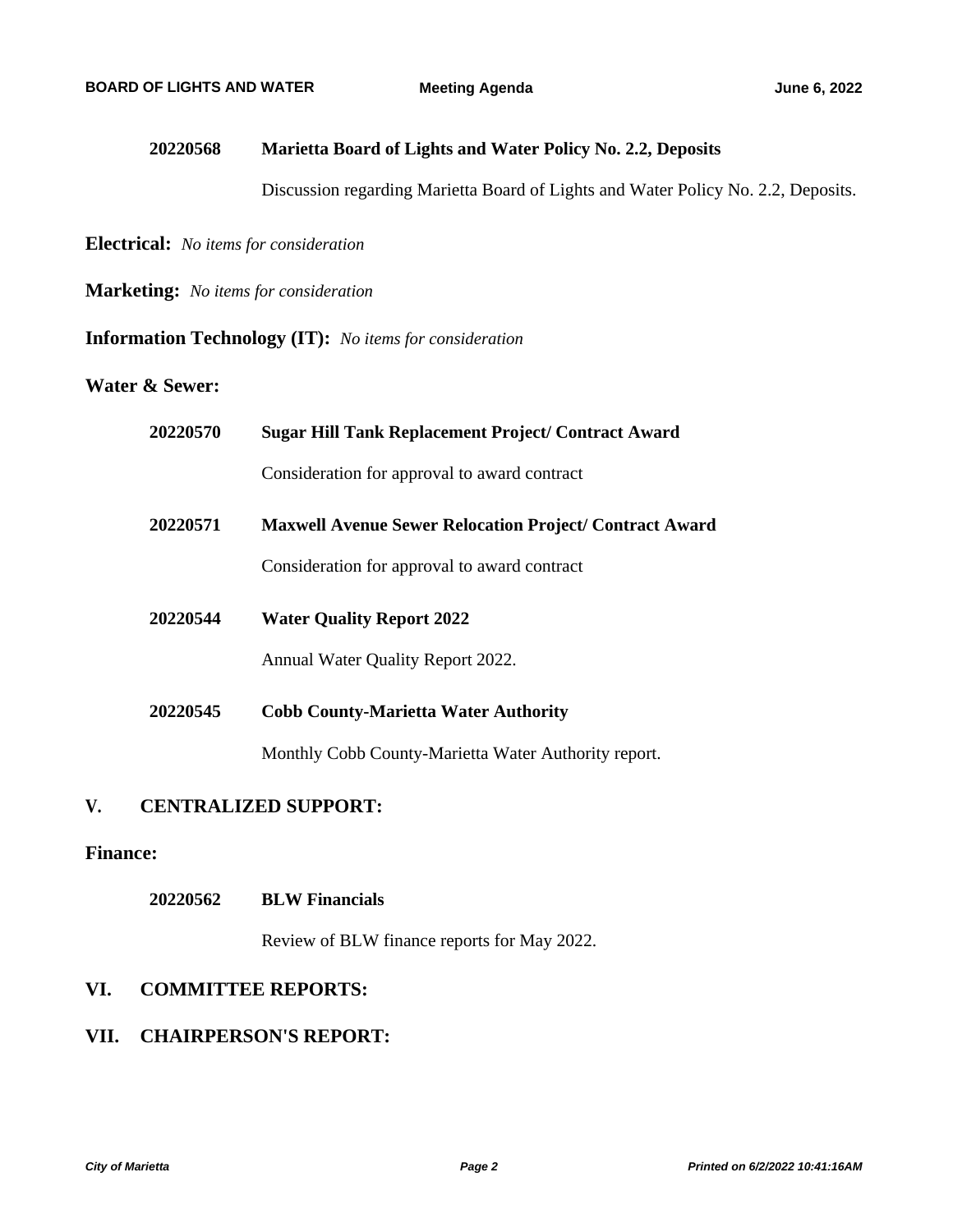**20220568 Marietta Board of Lights and Water Policy No. 2.2, Deposits**

Discussion regarding Marietta Board of Lights and Water Policy No. 2.2, Deposits.

**Electrical:** *No items for consideration*

**Marketing:** *No items for consideration*

**Information Technology (IT):** *No items for consideration*

**Water & Sewer:**

**20220570 Sugar Hill Tank Replacement Project/ Contract Award**

Consideration for approval to award contract

**20220571 Maxwell Avenue Sewer Relocation Project/ Contract Award**

Consideration for approval to award contract

**20220544 Water Quality Report 2022**

Annual Water Quality Report 2022.

**20220545 Cobb County-Marietta Water Authority**

Monthly Cobb County-Marietta Water Authority report.

## V. CENTRALIZED SUPPORT:

**Finance:**

**20220562 BLW Financials**

Review of BLW finance reports for May 2022.

## VI. COMMITTEE REPORTS:

## VII. CHAIRPERSON'S REPORT: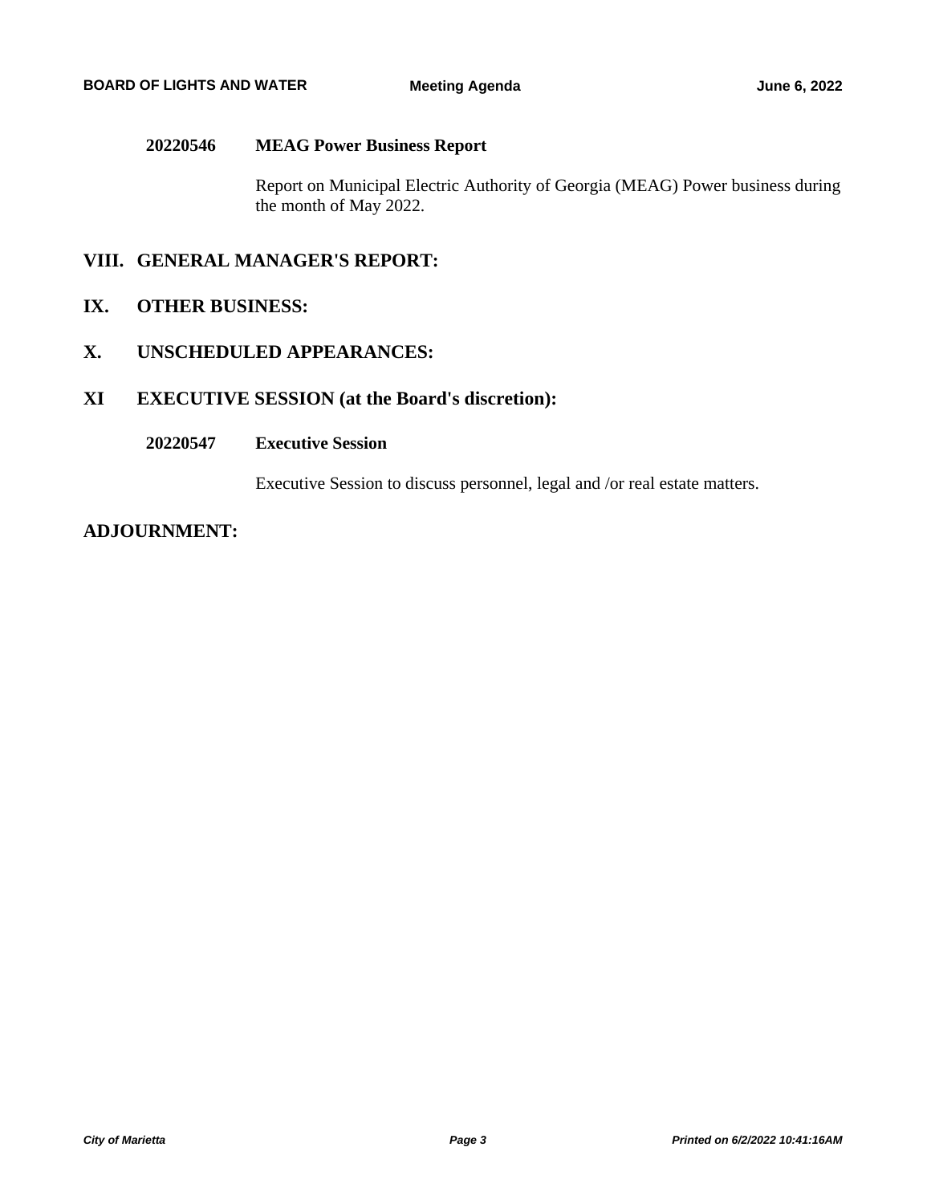**20220546 MEAG Power Business Report**

Report on Municipal Electric Authority of Georgia (MEAG) Power business during the month of May 2022.

## VIII. GENERAL MANAGER'S REPORT:

## IX. OTHER BUSINESS:

## X. UNSCHEDULED APPEARANCES:

## XI EXECUTIVE SESSION (at the Board's discretion):

**20220547 Executive Session**

Executive Session to discuss personnel, legal and /or real estate matters.

## ADJOURNMENT: